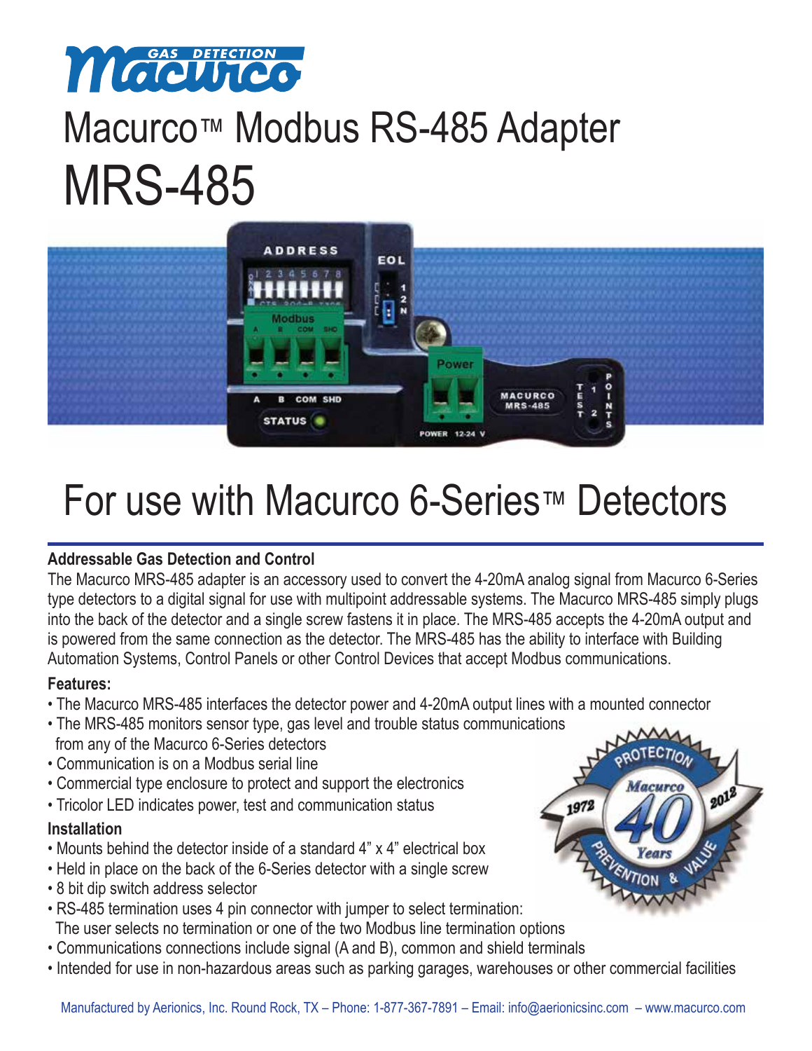# Macurco™ Modbus RS-485 Adapter

# MRS-485

## For use with Macurco 6-Series™ Detectors

### Addressable Gas Detection and Control

The Macurco MRS-485 adapter is an accessory used to convert the 4-20mA analog signal from Macurco 6-Series type detectors to a digital signal for use with multipoint addressable systems. The Macurco MRS-485 simply plugs into the back of the detector and a single screw fastens it in place. The MRS-485 accepts the 4-20mA output and is powered from the same connection as the detector. The MRS-485 has the ability to interface with Building Automation Systems, Control Panels or other Control Devices that accept Modbus communications.

### Features:

- The Macurco MRS-485 interfaces the detector power and 4-20mA output lines with a mounted connector
- The MRS-485 monitors sensor type, gas level and trouble status communications from any of the Macurco 6-Series detectors
- Communication is on a Modbus serial line
- Commercial type enclosure to protect and support the electronics
- Tricolor LED indicates power, test and communication status

### Installation

- Mounts behind the detector inside of a standard 4" x 4" electrical box
- Held in place on the back of the 6-Series detector with a single screw
- 8 bit dip switch address selector
- RS-485 termination uses 4 pin connector with jumper to select termination: The user selects no termination or one of the two Modbus line termination options
- Communications connections include signal (A and B), common and shield terminals
- Intended for use in non-hazardous areas such as parking garages, warehouses or other commercial facilities

Manufactured by Aerionics, Inc. Round Rock, TX – Phone: 1-877-367-7891 – Email: info@aerionicsinc.com – www.macurco.com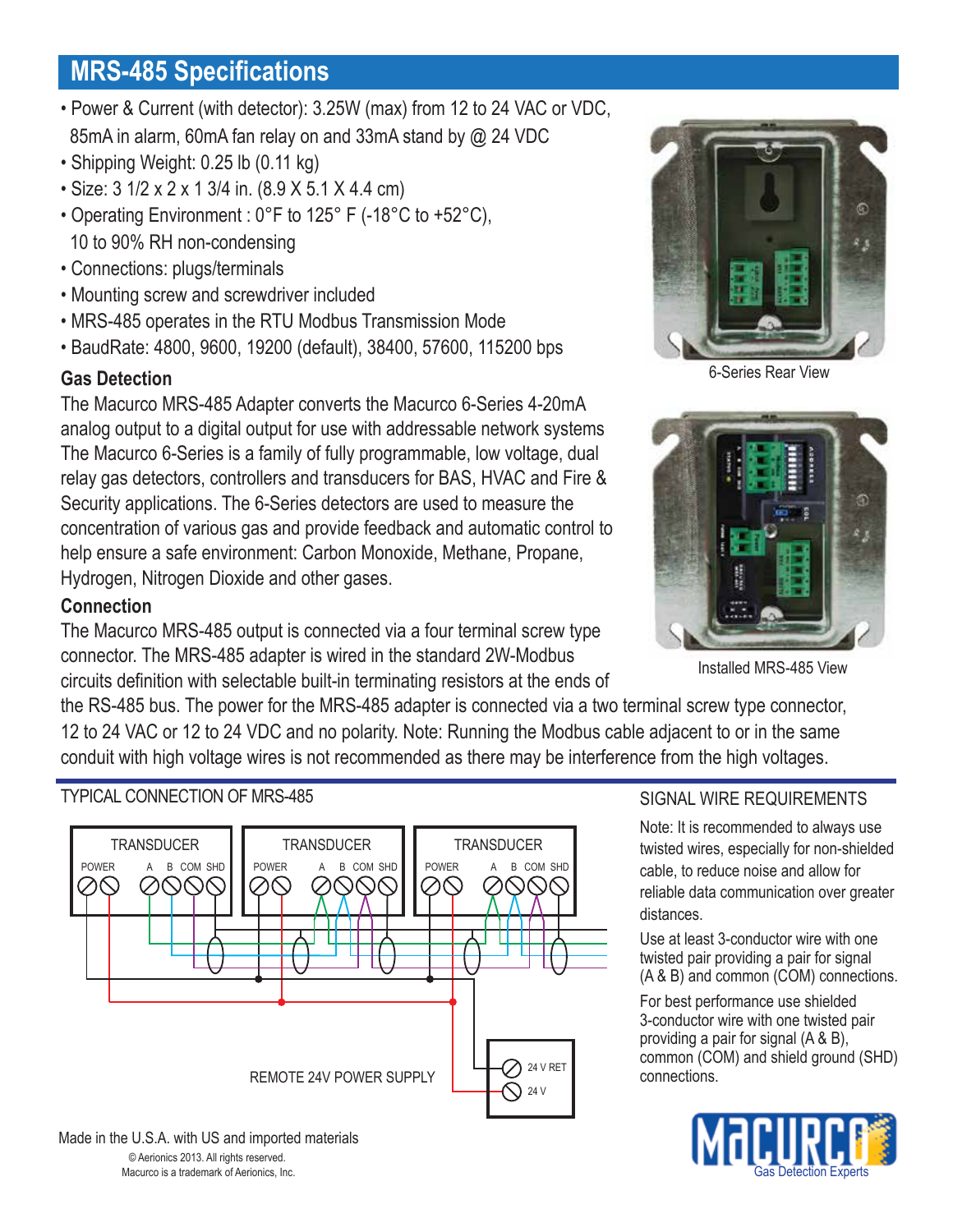## MRS-485 Specifications

- Power & Current (with detector): 3.25W (max) from 12 to 24 VAC or VDC, 85mA in alarm, 60mA fan relay on and 33mA stand by @ 24 VDC
- Shipping Weight: 0.25 lb (0.11 kg)
- Size: 3 1/2 x 2 x 1 3/4 in. (8.9 X 5.1 X 4.4 cm)
- Operating Environment : 0°F to 125° F (-18°C to +52°C), 10 to 90% RH non-condensing
- Connections: plugs/terminals
- Mounting screw and screwdriver included
- MRS-485 operates in the RTU Modbus Transmission Mode
- BaudRate: 4800, 9600, 19200 (default), 38400, 57600, 115200 bps

6-Series Rear View

### Gas Detection

The Macurco MRS-485 Adapter converts the Macurco 6-Series 4-20mA analog output to a digital output for use with addressable network systems The Macurco 6-Series is a family of fully programmable, low voltage, dual relay gas detectors, controllers and transducers for BAS, HVAC and Fire & Security applications. The 6-Series detectors are used to measure the concentration of various gas and provide feedback and automatic control to help ensure a safe environment: Carbon Monoxide, Methane, Propane, Hydrogen, Nitrogen Dioxide and other gases.

Installed MRS-485 View

### Connection

The Macurco MRS-485 output is connected via a four terminal screw type connector. The MRS-485 adapter is wired in the standard 2W-Modbus circuits definition with selectable built-in terminating resistors at the ends of the RS-485 bus. The power for the MRS-485 adapter is connected via a two terminal screw type connector, 12 to 24 VAC or 12 to 24 VDC and no polarity. Note: Running the Modbus cable adjacent to or in the same conduit with high voltage wires is not recommended as there may be interference from the high voltages.

TYPICAL CONNECTION OF MRS-485

TRANSDUCER
POWER A B COM SHD

TRANSDUCER
POWER A B COM SHD

TRANSDUCER
POWER A B COM SHD

REMOTE 24V POWER SUPPLY

24 V RET
24 V

### SIGNAL WIRE REQUIREMENTS

Note: It is recommended to always use twisted wires, especially for non-shielded cable, to reduce noise and allow for reliable data communication over greater distances.

Use at least 3-conductor wire with one twisted pair providing a pair for signal (A & B) and common (COM) connections.

For best performance use shielded 3-conductor wire with one twisted pair providing a pair for signal (A & B), common (COM) and shield ground (SHD) connections.

Made in the U.S.A. with US and imported materials

© Aerionics 2013. All rights reserved.
Macurco is a trademark of Aerionics, Inc.

MACURCO
Gas Detection Experts